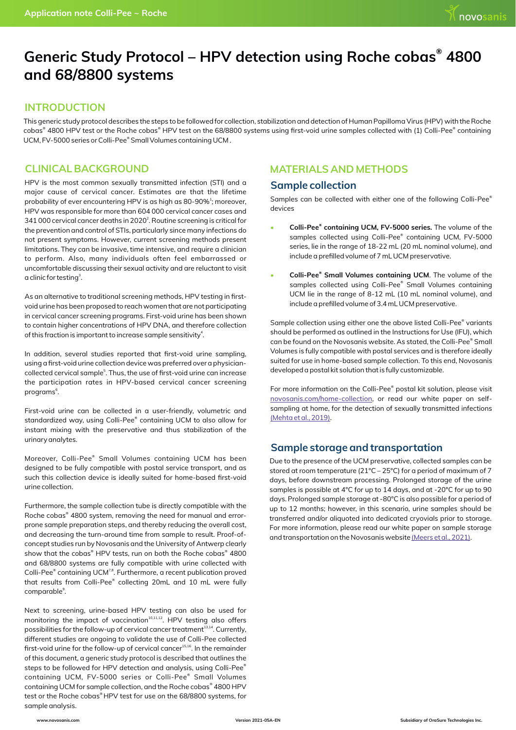# Generic Study Protocol – HPV detection using Roche cobas® 4800 and 68/8800 systems

## INTRODUCTION

This generic study protocol describes the steps to be followed for collection, stabilization and detection of Human Papilloma Virus (HPV) with the Roche cobas® 4800 HPV test or the Roche cobas® HPV test on the 68/8800 systems using first-void urine samples collected with (1) Colli-Pee® containing UCM, FV-5000 series or Colli-Pee® Small Volumes containing UCM .

## CLINICAL BACKGROUND

HPV is the most common sexually transmitted infection (STI) and a major cause of cervical cancer. Estimates are that the lifetime probability of ever encountering HPV is as high as 80-90%[1]; moreover, HPV was responsible for more than 604 000 cervical cancer cases and 341 000 cervical cancer deaths in 2020[2]. Routine screening is critical for the prevention and control of STIs, particularly since many infections do not present symptoms. However, current screening methods present limitations. They can be invasive, time intensive, and require a clinician to perform. Also, many individuals often feel embarrassed or uncomfortable discussing their sexual activity and are reluctant to visit a clinic for testing[3].

As an alternative to traditional screening methods, HPV testing in first-void urine has been proposed to reach women that are not participating in cervical cancer screening programs. First-void urine has been shown to contain higher concentrations of HPV DNA, and therefore collection of this fraction is important to increase sample sensitivity[4].

In addition, several studies reported that first-void urine sampling, using a first-void urine collection device was preferred over a physician-collected cervical sample[5]. Thus, the use of first-void urine can increase the participation rates in HPV-based cervical cancer screening programs[6].

First-void urine can be collected in a user-friendly, volumetric and standardized way, using Colli-Pee® containing UCM to also allow for instant mixing with the preservative and thus stabilization of the urinary analytes.

Moreover, Colli-Pee® Small Volumes containing UCM has been designed to be fully compatible with postal service transport, and as such this collection device is ideally suited for home-based first-void urine collection.

Furthermore, the sample collection tube is directly compatible with the Roche cobas® 4800 system, removing the need for manual and error-prone sample preparation steps, and thereby reducing the overall cost, and decreasing the turn-around time from sample to result. Proof-of-concept studies run by Novosanis and the University of Antwerp clearly show that the cobas® HPV tests, run on both the Roche cobas® 4800 and 68/8800 systems are fully compatible with urine collected with Colli-Pee® containing UCM[7,8]. Furthermore, a recent publication proved that results from Colli-Pee® collecting 20mL and 10 mL were fully comparable[9].

Next to screening, urine-based HPV testing can also be used for monitoring the impact of vaccination[10,11,12]. HPV testing also offers possibilities for the follow-up of cervical cancer treatment[13,14]. Currently, different studies are ongoing to validate the use of Colli-Pee collected first-void urine for the follow-up of cervical cancer[15,16]. In the remainder of this document, a generic study protocol is described that outlines the steps to be followed for HPV detection and analysis, using Colli-Pee® containing UCM, FV-5000 series or Colli-Pee® Small Volumes containing UCM for sample collection, and the Roche cobas® 4800 HPV test or the Roche cobas® HPV test for use on the 68/8800 systems, for sample analysis.

## MATERIALS AND METHODS

### Sample collection

Samples can be collected with either one of the following Colli-Pee® devices

- **Colli-Pee® containing UCM, FV-5000 series.** The volume of the samples collected using Colli-Pee® containing UCM, FV-5000 series, lie in the range of 18-22 mL (20 mL nominal volume), and include a prefilled volume of 7 mL UCM preservative.
- **Colli-Pee® Small Volumes containing UCM**. The volume of the samples collected using Colli-Pee® Small Volumes containing UCM lie in the range of 8-12 mL (10 mL nominal volume), and include a prefilled volume of 3.4 mL UCM preservative.

Sample collection using either one the above listed Colli-Pee® variants should be performed as outlined in the Instructions for Use (IFU), which can be found on the Novosanis website. As stated, the Colli-Pee® Small Volumes is fully compatible with postal services and is therefore ideally suited for use in home-based sample collection. To this end, Novosanis developed a postal kit solution that is fully customizable.

For more information on the Colli-Pee® postal kit solution, please visit novosanis.com/home-collection, or read our white paper on self-sampling at home, for the detection of sexually transmitted infections (Mehta et al., 2019).

### Sample storage and transportation

Due to the presence of the UCM preservative, collected samples can be stored at room temperature (21°C – 25°C) for a period of maximum of 7 days, before downstream processing. Prolonged storage of the urine samples is possible at 4°C for up to 14 days, and at -20°C for up to 90 days. Prolonged sample storage at -80°C is also possible for a period of up to 12 months; however, in this scenario, urine samples should be transferred and/or aliquoted into dedicated cryovials prior to storage. For more information, please read our white paper on sample storage and transportation on the Novosanis website (Meers et al., 2021).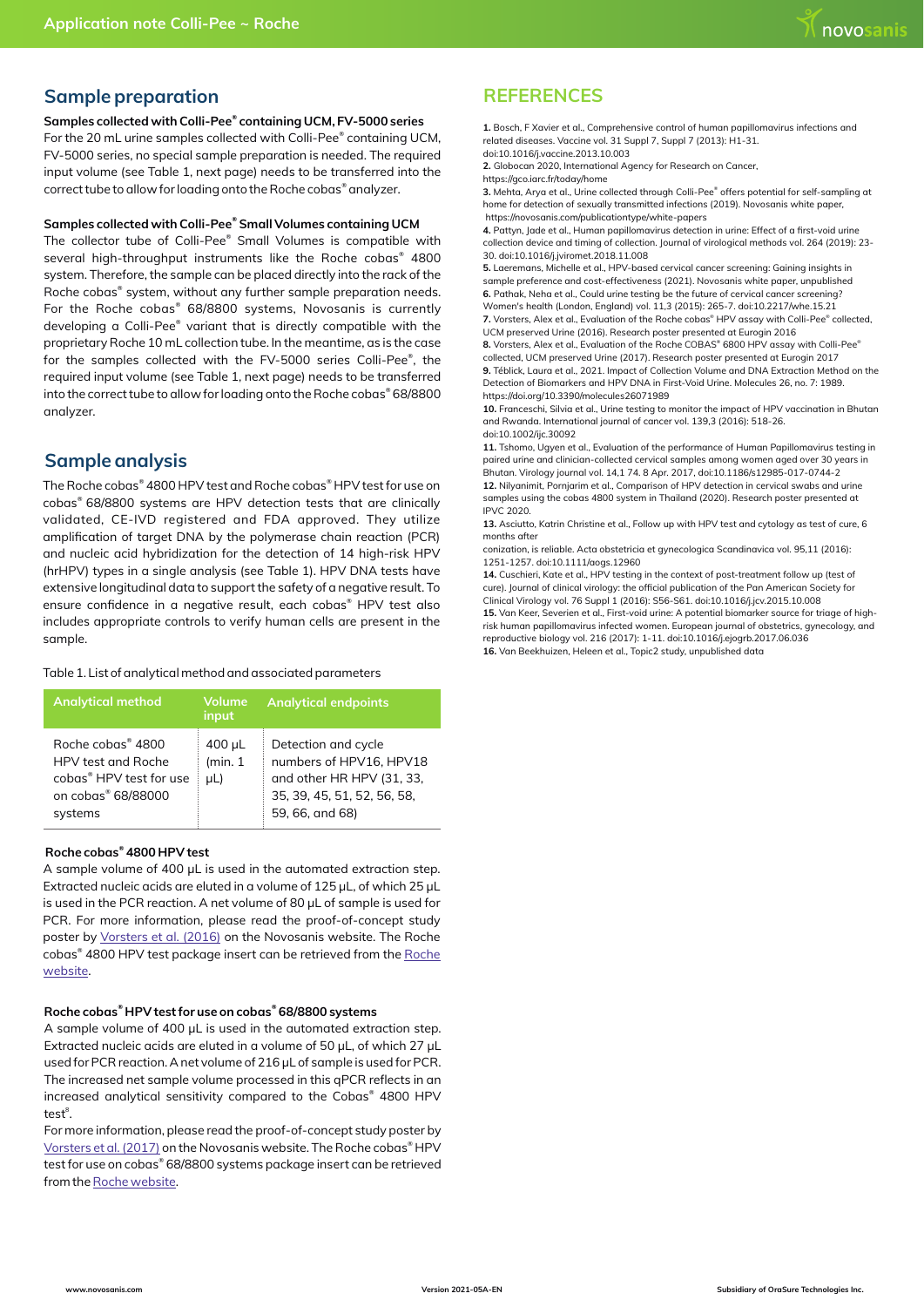## Sample preparation

**Samples collected with Colli-Pee® containing UCM, FV-5000 series**

For the 20 mL urine samples collected with Colli-Pee® containing UCM, FV-5000 series, no special sample preparation is needed. The required input volume (see Table 1, next page) needs to be transferred into the correct tube to allow for loading onto the Roche cobas® analyzer.

**Samples collected with Colli-Pee® Small Volumes containing UCM**

The collector tube of Colli-Pee® Small Volumes is compatible with several high-throughput instruments like the Roche cobas® 4800 system. Therefore, the sample can be placed directly into the rack of the Roche cobas® system, without any further sample preparation needs. For the Roche cobas® 68/8800 systems, Novosanis is currently developing a Colli-Pee® variant that is directly compatible with the proprietary Roche 10 mL collection tube. In the meantime, as is the case for the samples collected with the FV-5000 series Colli-Pee®, the required input volume (see Table 1, next page) needs to be transferred into the correct tube to allow for loading onto the Roche cobas® 68/8800 analyzer.

## Sample analysis

The Roche cobas® 4800 HPV test and Roche cobas® HPV test for use on cobas® 68/8800 systems are HPV detection tests that are clinically validated, CE-IVD registered and FDA approved. They utilize amplification of target DNA by the polymerase chain reaction (PCR) and nucleic acid hybridization for the detection of 14 high-risk HPV (hrHPV) types in a single analysis (see Table 1). HPV DNA tests have extensive longitudinal data to support the safety of a negative result. To ensure confidence in a negative result, each cobas® HPV test also includes appropriate controls to verify human cells are present in the sample.

Table 1. List of analytical method and associated parameters

| Analytical method | Volume input | Analytical endpoints |
|---|---|---|
| Roche cobas® 4800 HPV test and Roche cobas® HPV test for use on cobas® 68/88000 systems | 400 µL (min. 1 µL) | Detection and cycle numbers of HPV16, HPV18 and other HR HPV (31, 33, 35, 39, 45, 51, 52, 56, 58, 59, 66, and 68) |

**Roche cobas® 4800 HPV test**

A sample volume of 400 µL is used in the automated extraction step. Extracted nucleic acids are eluted in a volume of 125 µL, of which 25 µL is used in the PCR reaction. A net volume of 80 µL of sample is used for PCR. For more information, please read the proof-of-concept study poster by Vorsters et al. (2016) on the Novosanis website. The Roche cobas® 4800 HPV test package insert can be retrieved from the Roche website.

**Roche cobas® HPV test for use on cobas® 68/8800 systems**

A sample volume of 400 µL is used in the automated extraction step. Extracted nucleic acids are eluted in a volume of 50 µL, of which 27 µL used for PCR reaction. A net volume of 216 µL of sample is used for PCR. The increased net sample volume processed in this qPCR reflects in an increased analytical sensitivity compared to the Cobas® 4800 HPV test[8].

For more information, please read the proof-of-concept study poster by Vorsters et al. (2017) on the Novosanis website. The Roche cobas® HPV test for use on cobas® 68/8800 systems package insert can be retrieved from the Roche website.

## REFERENCES

**1.** Bosch, F Xavier et al., Comprehensive control of human papillomavirus infections and related diseases. Vaccine vol. 31 Suppl 7, Suppl 7 (2013): H1-31. doi:10.1016/j.vaccine.2013.10.003

**2.** Globocan 2020, International Agency for Research on Cancer, https://gco.iarc.fr/today/home

**3.** Mehta, Arya et al., Urine collected through Colli-Pee® offers potential for self-sampling at home for detection of sexually transmitted infections (2019). Novosanis white paper, https://novosanis.com/publicationtype/white-papers

**4.** Pattyn, Jade et al., Human papillomavirus detection in urine: Effect of a first-void urine collection device and timing of collection. Journal of virological methods vol. 264 (2019): 23-30. doi:10.1016/j.jviromet.2018.11.008

**5.** Laeremans, Michelle et al., HPV-based cervical cancer screening: Gaining insights in sample preference and cost-effectiveness (2021). Novosanis white paper, unpublished

**6.** Pathak, Neha et al., Could urine testing be the future of cervical cancer screening? Women's health (London, England) vol. 11,3 (2015): 265-7. doi:10.2217/whe.15.21

**7.** Vorsters, Alex et al., Evaluation of the Roche cobas® HPV assay with Colli-Pee® collected, UCM preserved Urine (2016). Research poster presented at Eurogin 2016

**8.** Vorsters, Alex et al., Evaluation of the Roche COBAS® 6800 HPV assay with Colli-Pee® collected, UCM preserved Urine (2017). Research poster presented at Eurogin 2017

**9.** Téblick, Laura et al., 2021. Impact of Collection Volume and DNA Extraction Method on the Detection of Biomarkers and HPV DNA in First-Void Urine. Molecules 26, no. 7: 1989. https://doi.org/10.3390/molecules26071989

**10.** Franceschi, Silvia et al., Urine testing to monitor the impact of HPV vaccination in Bhutan and Rwanda. International journal of cancer vol. 139,3 (2016): 518-26. doi:10.1002/ijc.30092

**11.** Tshomo, Ugyen et al., Evaluation of the performance of Human Papillomavirus testing in paired urine and clinician-collected cervical samples among women aged over 30 years in Bhutan. Virology journal vol. 14,1 74. 8 Apr. 2017, doi:10.1186/s12985-017-0744-2

**12.** Nilyanimit, Pornjarim et al., Comparison of HPV detection in cervical swabs and urine samples using the cobas 4800 system in Thailand (2020). Research poster presented at IPVC 2020.

**13.** Asciutto, Katrin Christine et al., Follow up with HPV test and cytology as test of cure, 6 months after conization, is reliable. Acta obstetricia et gynecologica Scandinavica vol. 95,11 (2016): 1251-1257. doi:10.1111/aogs.12960

**14.** Cuschieri, Kate et al., HPV testing in the context of post-treatment follow up (test of cure). Journal of clinical virology: the official publication of the Pan American Society for Clinical Virology vol. 76 Suppl 1 (2016): S56-S61. doi:10.1016/j.jcv.2015.10.008

**15.** Van Keer, Severien et al., First-void urine: A potential biomarker source for triage of high-risk human papillomavirus infected women. European journal of obstetrics, gynecology, and reproductive biology vol. 216 (2017): 1-11. doi:10.1016/j.ejogrb.2017.06.036

**16.** Van Beekhuizen, Heleen et al., Topic2 study, unpublished data